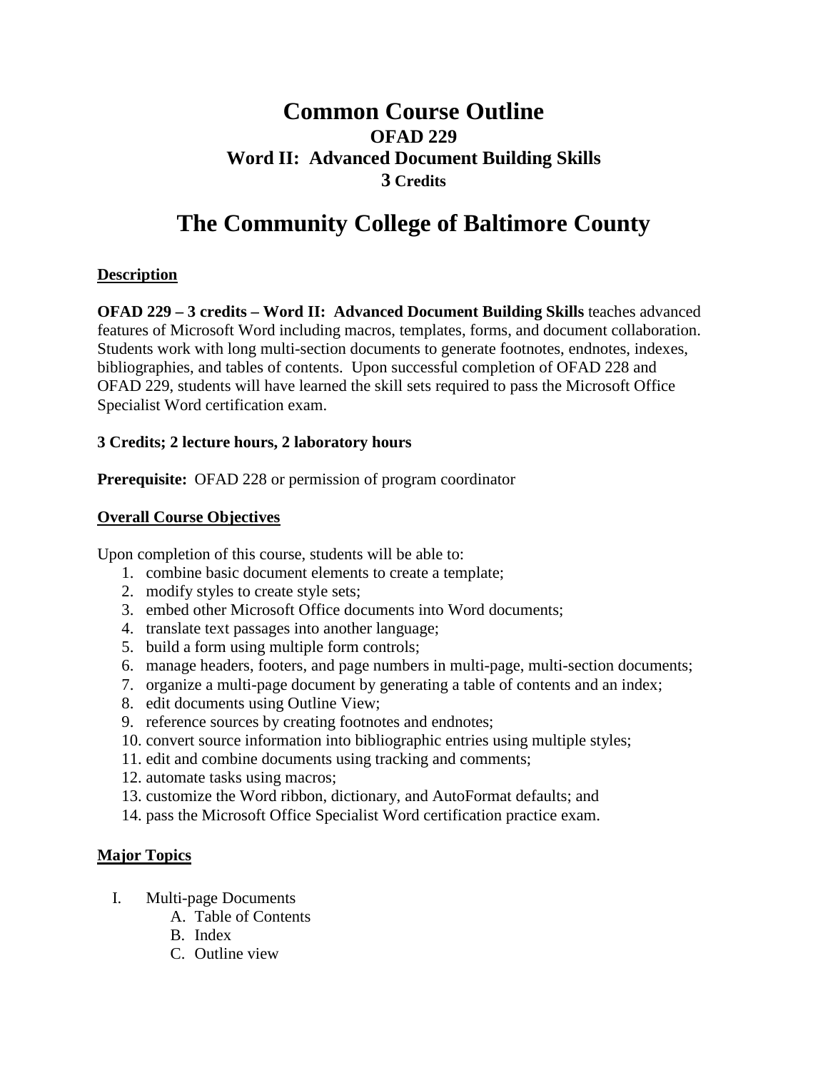# Common Course Outline
## OFAD 229
## Word II: Advanced Document Building Skills
## 3 Credits

# The Community College of Baltimore County

**Description**

**OFAD 229 – 3 credits – Word II: Advanced Document Building Skills** teaches advanced features of Microsoft Word including macros, templates, forms, and document collaboration. Students work with long multi-section documents to generate footnotes, endnotes, indexes, bibliographies, and tables of contents. Upon successful completion of OFAD 228 and OFAD 229, students will have learned the skill sets required to pass the Microsoft Office Specialist Word certification exam.

**3 Credits; 2 lecture hours, 2 laboratory hours**

**Prerequisite:** OFAD 228 or permission of program coordinator

**Overall Course Objectives**

Upon completion of this course, students will be able to:

1. combine basic document elements to create a template;
2. modify styles to create style sets;
3. embed other Microsoft Office documents into Word documents;
4. translate text passages into another language;
5. build a form using multiple form controls;
6. manage headers, footers, and page numbers in multi-page, multi-section documents;
7. organize a multi-page document by generating a table of contents and an index;
8. edit documents using Outline View;
9. reference sources by creating footnotes and endnotes;
10. convert source information into bibliographic entries using multiple styles;
11. edit and combine documents using tracking and comments;
12. automate tasks using macros;
13. customize the Word ribbon, dictionary, and AutoFormat defaults; and
14. pass the Microsoft Office Specialist Word certification practice exam.

**Major Topics**

I. Multi-page Documents
   A. Table of Contents
   B. Index
   C. Outline view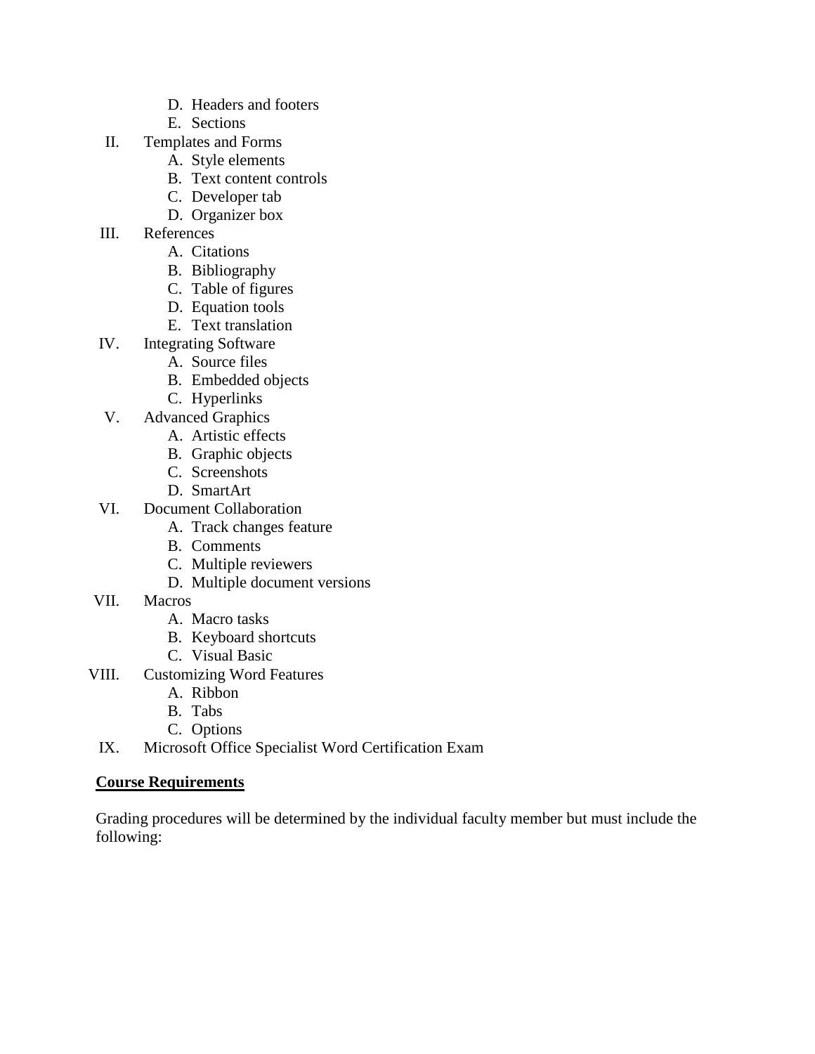D. Headers and footers
   E. Sections

II. Templates and Forms
   A. Style elements
   B. Text content controls
   C. Developer tab
   D. Organizer box

III. References
   A. Citations
   B. Bibliography
   C. Table of figures
   D. Equation tools
   E. Text translation

IV. Integrating Software
   A. Source files
   B. Embedded objects
   C. Hyperlinks

V. Advanced Graphics
   A. Artistic effects
   B. Graphic objects
   C. Screenshots
   D. SmartArt

VI. Document Collaboration
   A. Track changes feature
   B. Comments
   C. Multiple reviewers
   D. Multiple document versions

VII. Macros
   A. Macro tasks
   B. Keyboard shortcuts
   C. Visual Basic

VIII. Customizing Word Features
   A. Ribbon
   B. Tabs
   C. Options

IX. Microsoft Office Specialist Word Certification Exam

## Course Requirements

Grading procedures will be determined by the individual faculty member but must include the following: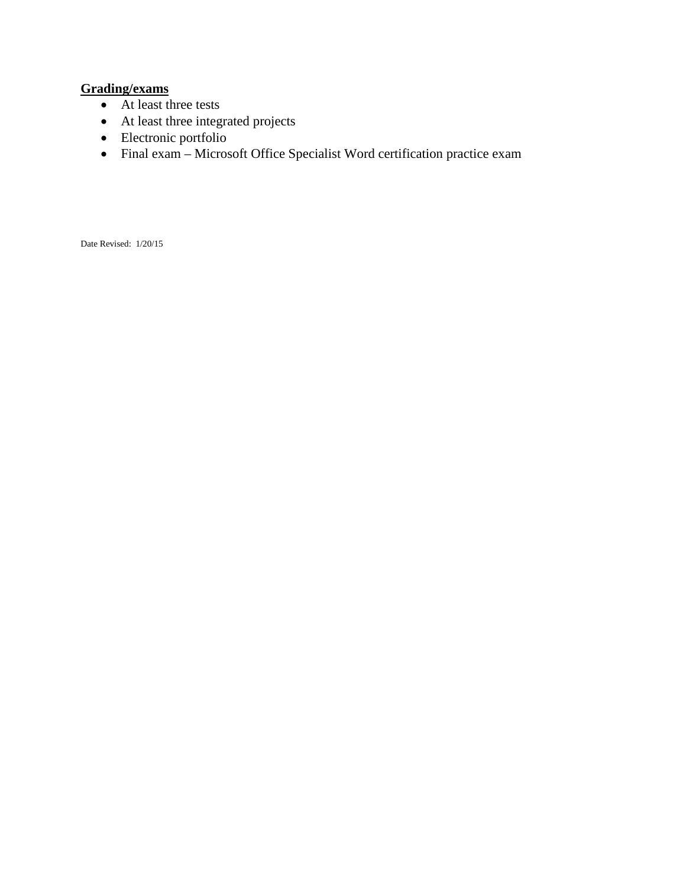**Grading/exams**

- At least three tests
- At least three integrated projects
- Electronic portfolio
- Final exam – Microsoft Office Specialist Word certification practice exam

Date Revised: 1/20/15